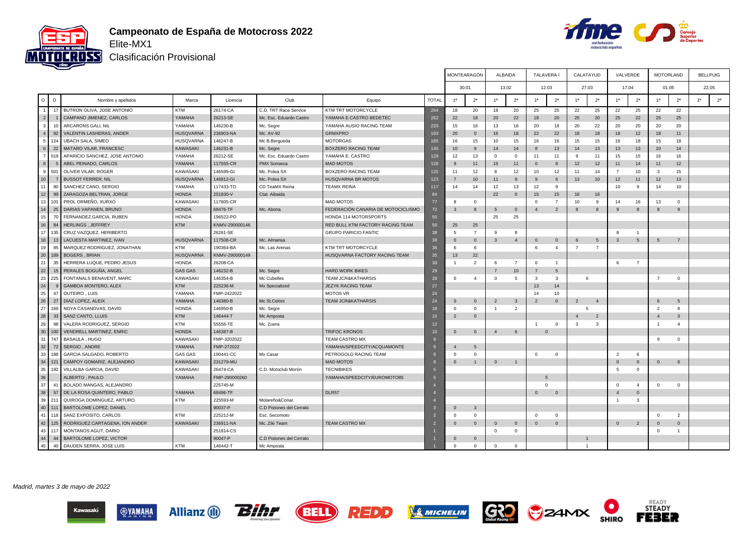# Campeonato de España de Motocross 2022

Elite-MX1

Clasificación Provisional

| O | D | Nombre y apellidos | Marca | Licencia | Club | Equipo | TOTAL | MONTEARAGÓN 30.01 | | ALBAIDA 13.02 | | TALAVERA I 12.03 | | CALATAYUD 27.03 | | VALVERDE 17.04 | | MOTORLAND 01.05 | | BELLPUIG 22.05 | |
|---|---|---|---|---|---|---|---|---|---|---|---|---|---|---|---|---|---|---|---|---|---|
| | | | | | | | | 1ª | 2ª | 1ª | 2ª | 1ª | 2ª | 1ª | 2ª | 1ª | 2ª | 1ª | 2ª | 1ª | 2ª |
| 1 | 17 | BUTRON OLIVA, JOSE ANTONIO | KTM | 26174-CA | C.D. TRT Race Service | KTM TRT MOTORCYCLE | 264 | 18 | 20 | 18 | 20 | 25 | 25 | 22 | 25 | 22 | 25 | 22 | 22 | | |
| 2 | 1 | CAMPANO JIMENEZ, CARLOS | YAMAHA | 26213-SE | Mc. Esc. Eduardo Castro | YAMAHA E.CASTRO BEDETEC | 262 | 22 | 18 | 20 | 22 | 18 | 20 | 25 | 20 | 25 | 22 | 25 | 25 | | |
| 3 | 10 | ARCARONS GALI, NIL | YAMAHA | 146230-B | Mc. Segre | YAMAHA AUSIO RACING TEAM | 220 | 15 | 16 | 13 | 16 | 20 | 18 | 20 | 22 | 20 | 20 | 20 | 20 | | |
| 4 | 92 | VALENTIN LASHERAS, ANDER | HUSQVARNA | 236903-NA | Mc. AV-92 | GRMXPRO | 193 | 20 | 0 | 16 | 18 | 22 | 22 | 18 | 18 | 18 | 12 | 18 | 11 | | |
| 5 | 124 | UBACH SALA, SIMEO | HUSQVARNA | 146247-B | Mc B.Bergueda | MOTORGAS | 185 | 16 | 15 | 10 | 15 | 16 | 16 | 15 | 15 | 16 | 18 | 15 | 18 | | |
| 6 | 22 | MATARO VILAR, FRANCESC | KAWASAKI | 146231-B | Mc. Segre | BOXZERO RACING TEAM | 145 | 10 | 9 | 14 | 14 | 8 | 13 | 14 | 13 | 13 | 13 | 10 | 14 | | |
| 7 | 519 | APARICIO SANCHEZ, JOSE ANTONIO | YAMAHA | 26212-SE | Mc. Esc. Eduardo Castro | YAMAHA E. CASTRO | 129 | 12 | 13 | 0 | 0 | 11 | 11 | 9 | 11 | 15 | 15 | 16 | 16 | | |
| 8 | 5 | ABEL PEINADO, CARLOS | YAMAHA | 117555-CR | PMX Sonseca | MAD MOTOS | 126 | 9 | 11 | 15 | 11 | 0 | 8 | 12 | 12 | 11 | 14 | 11 | 12 | | |
| 9 | 501 | OLIVER VILAR, ROGER | KAWASAKI | 146599-GI | Mc. Polea SX | BOXZERO RACING TEAM | 125 | 11 | 12 | 8 | 12 | 10 | 12 | 11 | 14 | 7 | 10 | 3 | 15 | | |
| 10 | 7 | BUSSOT FERRER, NIL | HUSQVARNA | 146812-GI | Mc. Polea SX | HUSQVARNA BR MOTOS | 123 | 7 | 10 | 11 | 9 | 9 | 6 | 13 | 10 | 12 | 11 | 12 | 13 | | |
| 11 | 80 | SANCHEZ CANO, SERGIO | YAMAHA | 117433-TO | CD TeaMX Reina | TEAMX REINA | 117 | 14 | 14 | 12 | 13 | 12 | 9 | | | 10 | 9 | 14 | 10 | | |
| 12 | 99 | ZARAGOZA BELTRAN, JORGE | HONDA | 251830-V | Ctat. Albaida | | 84 | | | 22 | 0 | 15 | 15 | 16 | 16 | | | | | | |
| 13 | 101 | PROL ORMEÑO, XURXO | KAWASAKI | 117605-CR | | MAD MOTOS | 77 | 8 | 0 | | | 0 | 7 | 10 | 9 | 14 | 16 | 13 | 0 | | |
| 14 | 25 | DARIAS VAPANEN, BRUNO | HONDA | 68476-TF | Mc. Abona | FEDERACIÓN CANARIA DE MOTOCICLISMO | 72 | 3 | 8 | 5 | 0 | 4 | 2 | 8 | 8 | 9 | 8 | 8 | 9 | | |
| 15 | 70 | FERNANDEZ GARCIA, RUBEN | HONDA | 196522-PO | | HONDA 114 MOTORSPORTS | 50 | | | 25 | 25 | | | | | | | | | | |
| 16 | 84 | HERLINGS , JEFFREY | KTM | KNMV-290000146 | | RED BULL KTM FACTORY RACING TEAM | 50 | 25 | 25 | | | | | | | | | | | | |
| 17 | 135 | CRUZ VAZQUEZ, HERIBERTO | | 26261-SE | | GRUPO PARICIO FANTIC | 38 | 5 | 7 | 9 | 8 | | | | | 8 | 1 | | | | |
| 18 | 13 | LACUESTA MARTINEZ, IVAN | HUSQVARNA | 117508-CR | Mc. Almansa | | 38 | 0 | 0 | 3 | 4 | 0 | 0 | 6 | 5 | 3 | 5 | 5 | 7 | | |
| 19 | 85 | MARQUEZ RODRIGUEZ, JONATHAN | KTM | 190364-BA | Mc. Las Arenas | KTM TRT MOTORCYCLE | 36 | 6 | 6 | | | 6 | 4 | 7 | 7 | | | | | | |
| 20 | 189 | BOGERS , BRIAN | HUSQVARNA | KNMV-290000149 | | HUSQVARNA FACTORY RACING TEAM | 35 | 13 | 22 | | | | | | | | | | | | |
| 21 | 35 | HERRERA LUQUE, PEDRO JESUS | HONDA | 26208-CA | | | 30 | 1 | 2 | 6 | 7 | 0 | 1 | | | 6 | 7 | | | | |
| 22 | 15 | PERALES BOGUÑA, ANGEL | GAS GAS | 146232-B | Mc. Segre | HARD WORK BIKES | 29 | | | 7 | 10 | 7 | 5 | | | | | | | | |
| 23 | 225 | FONTANALS BENAVENT, MARC | KAWASAKI | 146354-B | Mc Cubelles | TEAM JCR&KATHARSIS | 28 | 0 | 4 | 0 | 5 | 3 | 3 | 6 | | | | 7 | 0 | | |
| 24 | 9 | GAMBOA MONTERO, ALEX | KTM | 225236-M | Mx Specialized | JEZYK RACING TEAM | 27 | | | | | 13 | 14 | | | | | | | | |
| 25 | 47 | OUTEIRO , LUIS | YAMAHA | FMP-2422022 | | MOTOS VR | 24 | | | | | 14 | 10 | | | | | | | | |
| 26 | 27 | DIAZ LOPEZ, ALEIX | YAMAHA | 146380-B | Mc St.Celoni | TEAM JCR&KATHARSIS | 24 | 0 | 0 | 2 | 3 | 2 | 0 | 2 | 4 | | | 6 | 5 | | |
| 27 | 169 | NOYA CASANOVAS, DAVID | HONDA | 146950-B | Mc. Segre | | 18 | 0 | 0 | 1 | 2 | | | 5 | | | | 2 | 8 | | |
| 28 | 33 | SANZ CANTO, LLUIS | KTM | 146444-T | Mc Amposta | | 15 | 2 | 0 | | | | | 4 | 2 | | | 4 | 3 | | |
| 29 | 98 | VALERA RODRIGUEZ, SERGIO | KTM | 55556-TE | Mc. Zuera | | 12 | | | | | 1 | 0 | 3 | 3 | | | 1 | 4 | | |
| 30 | 100 | VENDRELL MARTINEZ, ENRIC | HONDA | 146387-B | | TRIFOC KRONOS | 10 | 0 | 0 | 4 | 6 | 0 | | | | | | | | | |
| 31 | 747 | BASAULA , HUGO | KAWASAKI | FMP-3202022 | | TEAM CASTRO MX | 9 | | | | | | | | | | | 9 | 0 | | |
| 32 | 72 | SERGIO , ANDRE | YAMAHA | FMP-272022 | | YAMAHA/SPEEDCITY/ACQUAMONTE | 9 | 4 | 5 | | | | | | | | | | | | |
| 33 | 188 | GARCIA SALGADO, ROBERTO | GAS GAS | 190441-CC | Mx Casar | PETROGOLD RACING TEAM | 8 | 0 | 0 | | | 0 | 0 | | | 2 | 6 | | | | |
| 34 | 121 | CAMPOY GOMARIZ, ALEJANDRO | KAWASAKI | 231279-MU | | MAD MOTOS | 8 | 0 | 1 | 0 | 1 | | | | | 0 | 0 | 0 | 6 | | |
| 35 | 192 | VILLALBA GARCIA, DAVID | KAWASAKI | 26474-CA | C.D. Motoclub Morón | TECNIBIKES | 5 | | | | | | | | | 5 | 0 | | | | |
| 36 | | ALBERTO , PAULO | YAMAHA | FMP-290000260 | | YAMAHA/SPEEDCITY/EUROMOTO85 | 5 | | | | | 5 | | | | | | | | | |
| 37 | 41 | BOLADO MANGAS, ALEJANDRO | | 225745-M | | | 4 | | | | | 0 | | | | 0 | 4 | 0 | 0 | | |
| 38 | 57 | DE LA ROSA QUINTERO, PABLO | YAMAHA | 68496-TF | | DLR57 | 4 | | | | | 0 | 0 | | | 4 | 0 | | | | |
| 39 | 211 | QUIROGA DOMINGUEZ, ARTURO | KTM | 225593-M | Molareño&Conar. | | 4 | | | | | | | | | 1 | 3 | | | | |
| 40 | 111 | BARTOLOME LOPEZ, DANIEL | | 90037-P | C.D Pistones del Cerrato | | 3 | 0 | 3 | | | | | | | | | | | | |
| 41 | 118 | SANZ EXPOSITO, CARLOS | KTM | 225212-M | Esc. Secomoto | | 2 | 0 | 0 | | | 0 | 0 | | | | | 0 | 2 | | |
| 42 | 125 | RODRIGUEZ CARTAGENA, ION ANDER | KAWASAKI | 236911-NA | Mc. Ziki Team | TEAM CASTRO MX | 2 | 0 | 0 | 0 | 0 | 0 | 0 | | | 0 | 2 | 0 | 0 | | |
| 43 | 117 | MONTANOS AGUT, DARIO | | 251814-CS | | | 1 | | | 0 | 0 | | | | | | | 0 | 1 | | |
| 44 | 44 | BARTOLOME LOPEZ, VICTOR | | 90047-P | C.D Pistones del Cerrato | | 1 | 0 | 0 | | | | | 1 | | | | | | | |
| 45 | 40 | DAUDEN SERRA, JOSE LUIS | KTM | 146442-T | Mc Amposta | | 1 | 0 | 0 | 0 | 0 | | | 1 | | | | | | | |

*Madrid, martes 3 de mayo de 2022*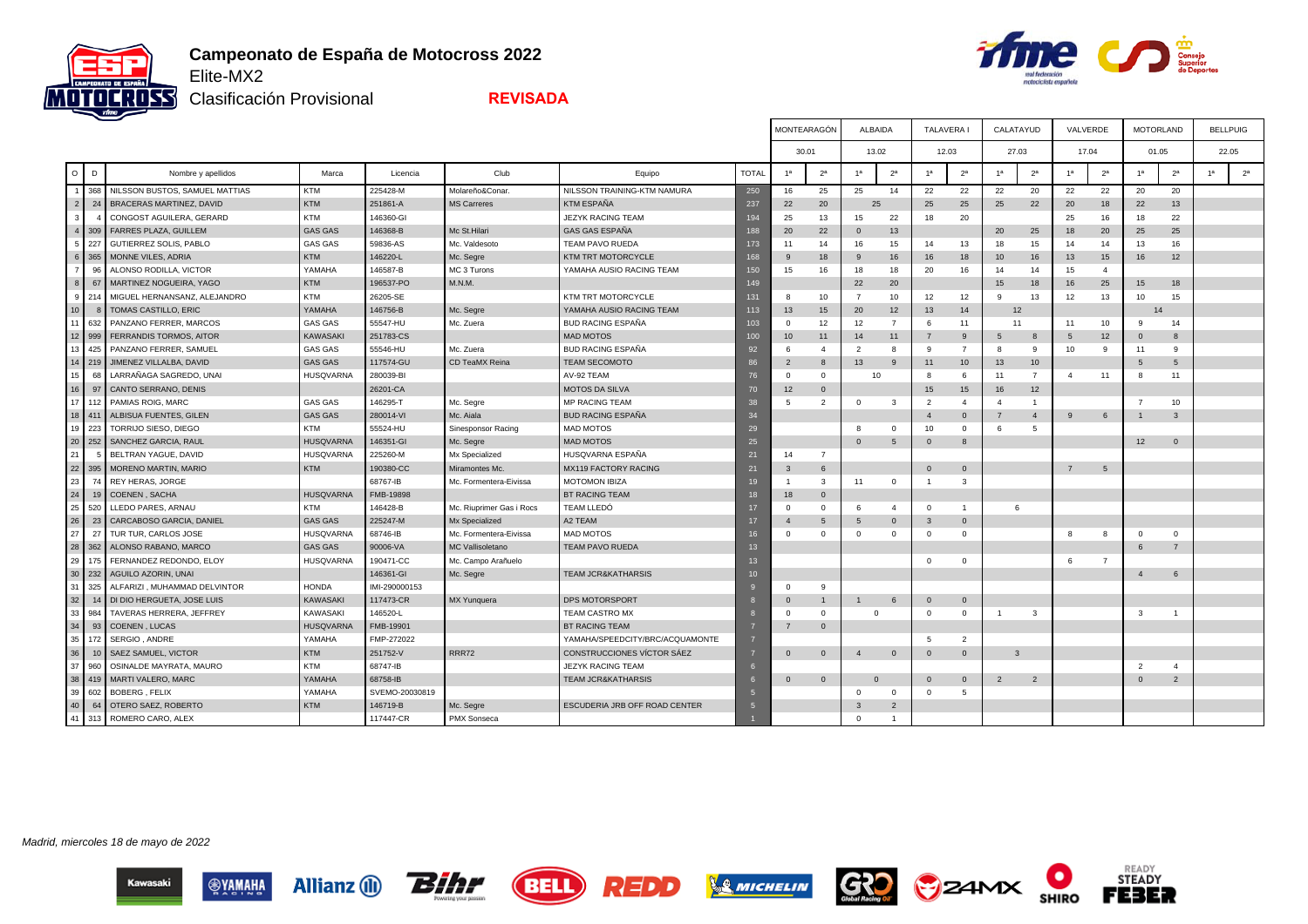# Campeonato de España de Motocross 2022

## Elite-MX2

### Clasificación Provisional

**REVISADA**

| O | D | Nombre y apellidos | Marca | Licencia | Club | Equipo | TOTAL | MONTEARAGÓN 30.01 1ª | 2ª | ALBAIDA 13.02 1ª | 2ª | TALAVERA I 12.03 1ª | 2ª | CALATAYUD 27.03 1ª | 2ª | VALVERDE 17.04 1ª | 2ª | MOTORLAND 01.05 1ª | 2ª | BELLPUIG 22.05 1ª | 2ª |
|---|---|---|---|---|---|---|---|---|---|---|---|---|---|---|---|---|---|---|---|---|---|
| 1 | 368 | NILSSON BUSTOS, SAMUEL MATTIAS | KTM | 225428-M | Molareño&Conar. | NILSSON TRAINING-KTM NAMURA | 250 | 16 | 25 | 25 | 14 | 22 | 22 | 22 | 20 | 22 | 22 | 20 | 20 | | |
| 2 | 24 | BRACERAS MARTINEZ, DAVID | KTM | 251861-A | MS Carreres | KTM ESPAÑA | 237 | 22 | 20 | 25 | | 25 | 25 | 25 | 22 | 20 | 18 | 22 | 13 | | |
| 3 | 4 | CONGOST AGUILERA, GERARD | KTM | 146360-GI | | JEZYK RACING TEAM | 194 | 25 | 13 | 15 | 22 | 18 | 20 | | | 25 | 16 | 18 | 22 | | |
| 4 | 309 | FARRES PLAZA, GUILLEM | GAS GAS | 146368-B | Mc St.Hilari | GAS GAS ESPAÑA | 188 | 20 | 22 | 0 | 13 | | | 20 | 25 | 18 | 20 | 25 | 25 | | |
| 5 | 227 | GUTIERREZ SOLIS, PABLO | GAS GAS | 59836-AS | Mc. Valdesoto | TEAM PAVO RUEDA | 173 | 11 | 14 | 16 | 15 | 14 | 13 | 18 | 15 | 14 | 14 | 13 | 16 | | |
| 6 | 365 | MONNE VILES, ADRIA | KTM | 146220-L | Mc. Segre | KTM TRT MOTORCYCLE | 168 | 9 | 18 | 9 | 16 | 16 | 18 | 10 | 16 | 13 | 15 | 16 | 12 | | |
| 7 | 96 | ALONSO RODILLA, VICTOR | YAMAHA | 146587-B | MC 3 Turons | YAMAHA AUSIO RACING TEAM | 150 | 15 | 16 | 18 | 18 | 20 | 16 | 14 | 14 | 15 | 4 | | | | |
| 8 | 67 | MARTINEZ NOGUEIRA, YAGO | KTM | 196537-PO | M.N.M. | | 149 | | | 22 | 20 | | | 15 | 18 | 16 | 25 | 15 | 18 | | |
| 9 | 214 | MIGUEL HERNANSANZ, ALEJANDRO | KTM | 26205-SE | | KTM TRT MOTORCYCLE | 131 | 8 | 10 | 7 | 10 | 12 | 12 | 9 | 13 | 12 | 13 | 10 | 15 | | |
| 10 | 8 | TOMAS CASTILLO, ERIC | YAMAHA | 146756-B | Mc. Segre | YAMAHA AUSIO RACING TEAM | 113 | 13 | 15 | 20 | 12 | 13 | 14 | 12 | | | | 14 | | | |
| 11 | 632 | PANZANO FERRER, MARCOS | GAS GAS | 55547-HU | Mc. Zuera | BUD RACING ESPAÑA | 103 | 0 | 12 | 12 | 7 | 6 | 11 | 11 | | 11 | 10 | 9 | 14 | | |
| 12 | 999 | FERRANDIS TORMOS, AITOR | KAWASAKI | 251783-CS | | MAD MOTOS | 100 | 10 | 11 | 14 | 11 | 7 | 9 | 5 | 8 | 5 | 12 | 0 | 8 | | |
| 13 | 425 | PANZANO FERRER, SAMUEL | GAS GAS | 55546-HU | Mc. Zuera | BUD RACING ESPAÑA | 92 | 6 | 4 | 2 | 8 | 9 | 7 | 8 | 9 | 10 | 9 | 11 | 9 | | |
| 14 | 219 | JIMENEZ VILLALBA, DAVID | GAS GAS | 117574-GU | CD TeaMX Reina | TEAM SECOMOTO | 86 | 2 | 8 | 13 | 9 | 11 | 10 | 13 | 10 | | | 5 | 5 | | |
| 15 | 68 | LARRAÑAGA SAGREDO, UNAI | HUSQVARNA | 280039-BI | | AV-92 TEAM | 76 | 0 | 0 | 10 | | 8 | 6 | 11 | 7 | 4 | 11 | 8 | 11 | | |
| 16 | 97 | CANTO SERRANO, DENIS | | 26201-CA | | MOTOS DA SILVA | 70 | 12 | 0 | | | 15 | 15 | 16 | 12 | | | | | | |
| 17 | 112 | PAMIAS ROIG, MARC | GAS GAS | 146295-T | Mc. Segre | MP RACING TEAM | 38 | 5 | 2 | 0 | 3 | 2 | 4 | 4 | 1 | | | 7 | 10 | | |
| 18 | 411 | ALBISUA FUENTES, GILEN | GAS GAS | 280014-VI | Mc. Aiala | BUD RACING ESPAÑA | 34 | | | | | 4 | 0 | 7 | 4 | 9 | 6 | 1 | 3 | | |
| 19 | 223 | TORRIJO SIESO, DIEGO | KTM | 55524-HU | Sinesponsor Racing | MAD MOTOS | 29 | | | 8 | 0 | 10 | 0 | 6 | 5 | | | | | | |
| 20 | 252 | SANCHEZ GARCIA, RAUL | HUSQVARNA | 146351-GI | Mc. Segre | MAD MOTOS | 25 | | | 0 | 5 | 0 | 8 | | | | | 12 | 0 | | |
| 21 | 5 | BELTRAN YAGUE, DAVID | HUSQVARNA | 225260-M | Mx Specialized | HUSQVARNA ESPAÑA | 21 | 14 | 7 | | | | | | | | | | | | |
| 22 | 395 | MORENO MARTIN, MARIO | KTM | 190380-CC | Miramontes Mc. | MX119 FACTORY RACING | 21 | 3 | 6 | | | 0 | 0 | | | 7 | 5 | | | | |
| 23 | 74 | REY HERAS, JORGE | | 68767-IB | Mc. Formentera-Eivissa | MOTOMON IBIZA | 19 | 1 | 3 | 11 | 0 | 1 | 3 | | | | | | | | |
| 24 | 19 | COENEN , SACHA | HUSQVARNA | FMB-19898 | | BT RACING TEAM | 18 | 18 | 0 | | | | | | | | | | | | |
| 25 | 520 | LLEDO PARES, ARNAU | KTM | 146428-B | Mc. Riuprimer Gas i Rocs | TEAM LLEDÓ | 17 | 0 | 0 | 6 | 4 | 0 | 1 | 6 | | | | | | | |
| 26 | 23 | CARCABOSO GARCIA, DANIEL | GAS GAS | 225247-M | Mx Specialized | A2 TEAM | 17 | 4 | 5 | 5 | 0 | 3 | 0 | | | | | | | | |
| 27 | 27 | TUR TUR, CARLOS JOSE | HUSQVARNA | 68746-IB | Mc. Formentera-Eivissa | MAD MOTOS | 16 | 0 | 0 | 0 | 0 | 0 | 0 | | | 8 | 8 | 0 | 0 | | |
| 28 | 362 | ALONSO RABANO, MARCO | GAS GAS | 90006-VA | MC Vallisoletano | TEAM PAVO RUEDA | 13 | | | | | | | | | | | 6 | 7 | | |
| 29 | 175 | FERNANDEZ REDONDO, ELOY | HUSQVARNA | 190471-CC | Mc. Campo Arañuelo | | 13 | | | | | 0 | 0 | | | 6 | 7 | | | | |
| 30 | 232 | AGUILO AZORIN, UNAI | | 146361-GI | Mc. Segre | TEAM JCR&KATHARSIS | 10 | | | | | | | | | | | 4 | 6 | | |
| 31 | 325 | ALFARIZI , MUHAMMAD DELVINTOR | HONDA | IMI-290000153 | | | 9 | 0 | 9 | | | | | | | | | | | | |
| 32 | 14 | DI DIO HERGUETA, JOSE LUIS | KAWASAKI | 117473-CR | MX Yunquera | DPS MOTORSPORT | 8 | 0 | 1 | 1 | 6 | 0 | 0 | | | | | | | | |
| 33 | 984 | TAVERAS HERRERA, JEFFREY | KAWASAKI | 146520-L | | TEAM CASTRO MX | 8 | 0 | 0 | 0 | | 0 | 0 | 1 | 3 | | | 3 | 1 | | |
| 34 | 93 | COENEN , LUCAS | HUSQVARNA | FMB-19901 | | BT RACING TEAM | 7 | 7 | 0 | | | | | | | | | | | | |
| 35 | 172 | SERGIO , ANDRE | YAMAHA | FMP-272022 | | YAMAHA/SPEEDCITY/BRC/ACQUAMONTE | 7 | | | | | 5 | 2 | | | | | | | | |
| 36 | 10 | SAEZ SAMUEL, VICTOR | KTM | 251752-V | RRR72 | CONSTRUCCIONES VÍCTOR SÁEZ | 7 | 0 | 0 | 4 | 0 | 0 | 0 | 3 | | | | | | | |
| 37 | 960 | OSINALDE MAYRATA, MAURO | KTM | 68747-IB | | JEZYK RACING TEAM | 6 | | | | | | | | | | | 2 | 4 | | |
| 38 | 419 | MARTI VALERO, MARC | YAMAHA | 68758-IB | | TEAM JCR&KATHARSIS | 6 | 0 | 0 | 0 | | 0 | 0 | 2 | 2 | | | 0 | 2 | | |
| 39 | 602 | BOBERG , FELIX | YAMAHA | SVEMO-20030819 | | | 5 | | | 0 | 0 | 0 | 5 | | | | | | | | |
| 40 | 64 | OTERO SAEZ, ROBERTO | KTM | 146719-B | Mc. Segre | ESCUDERIA JRB OFF ROAD CENTER | 5 | | | 3 | 2 | | | | | | | | | | |
| 41 | 313 | ROMERO CARO, ALEX | | 117447-CR | PMX Sonseca | | 1 | | | 0 | 1 | | | | | | | | | | |

*Madrid, miercoles 18 de mayo de 2022*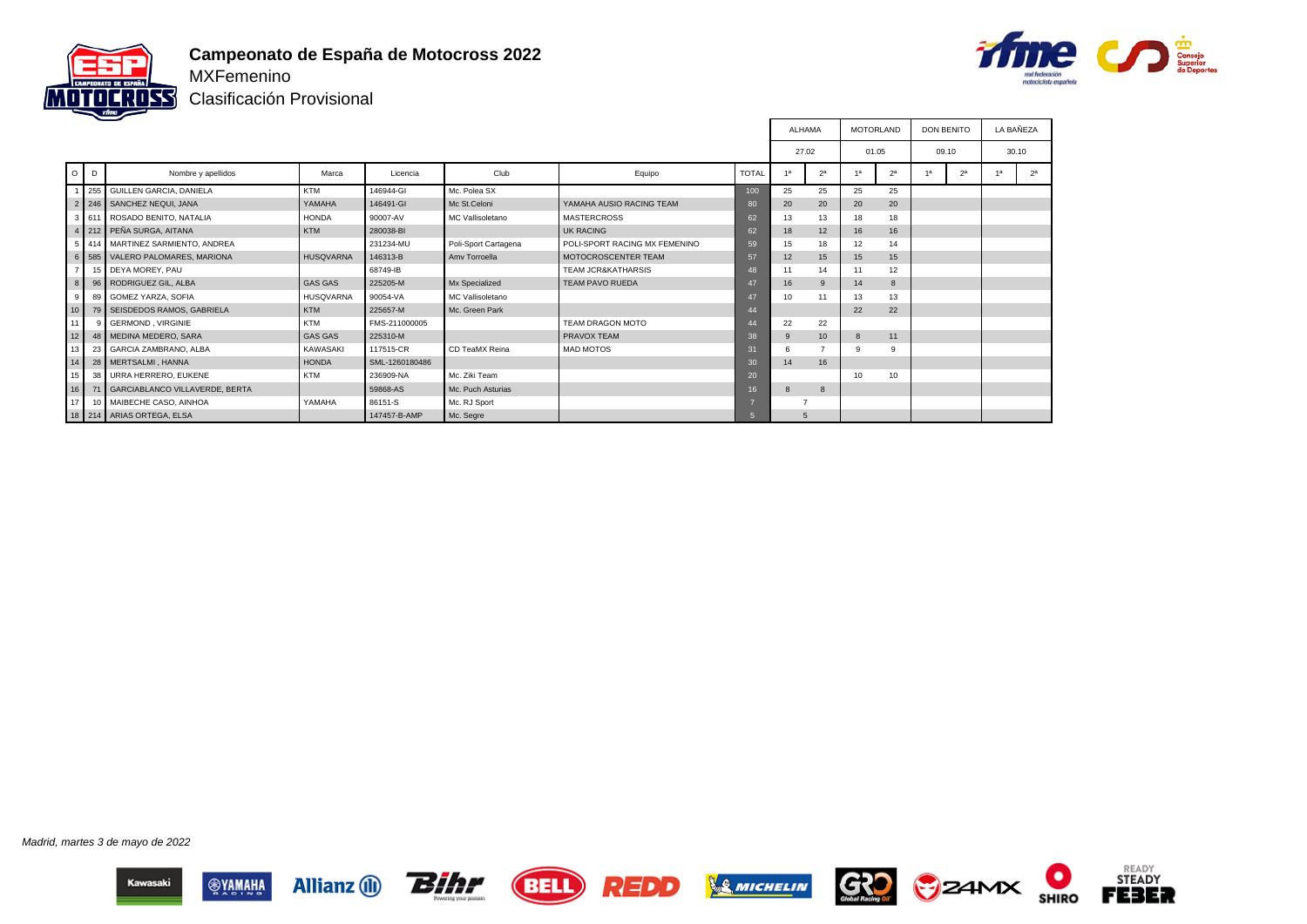# Campeonato de España de Motocross 2022

MXFemenino

Clasificación Provisional

| | | | | | | | | ALHAMA | | MOTORLAND | | DON BENITO | | LA BAÑEZA | |
|---|---|---|---|---|---|---|---|---|---|---|---|---|---|---|---|
| | | | | | | | | 27.02 | | 01.05 | | 09.10 | | 30.10 | |
| O | D | Nombre y apellidos | Marca | Licencia | Club | Equipo | TOTAL | 1ª | 2ª | 1ª | 2ª | 1ª | 2ª | 1ª | 2ª |
| 1 | 255 | GUILLEN GARCIA, DANIELA | KTM | 146944-GI | Mc. Polea SX | | 100 | 25 | 25 | 25 | 25 | | | | |
| 2 | 246 | SANCHEZ NEQUI, JANA | YAMAHA | 146491-GI | Mc St.Celoni | YAMAHA AUSIO RACING TEAM | 80 | 20 | 20 | 20 | 20 | | | | |
| 3 | 611 | ROSADO BENITO, NATALIA | HONDA | 90007-AV | MC Vallisoletano | MASTERCROSS | 62 | 13 | 13 | 18 | 18 | | | | |
| 4 | 212 | PEÑA SURGA, AITANA | KTM | 280038-BI | | UK RACING | 62 | 18 | 12 | 16 | 16 | | | | |
| 5 | 414 | MARTINEZ SARMIENTO, ANDREA | | 231234-MU | Poli-Sport Cartagena | POLI-SPORT RACING MX FEMENINO | 59 | 15 | 18 | 12 | 14 | | | | |
| 6 | 585 | VALERO PALOMARES, MARIONA | HUSQVARNA | 146313-B | Amv Torroella | MOTOCROSCENTER TEAM | 57 | 12 | 15 | 15 | 15 | | | | |
| 7 | 15 | DEYA MOREY, PAU | | 68749-IB | | TEAM JCR&KATHARSIS | 48 | 11 | 14 | 11 | 12 | | | | |
| 8 | 96 | RODRIGUEZ GIL, ALBA | GAS GAS | 225205-M | Mx Specialized | TEAM PAVO RUEDA | 47 | 16 | 9 | 14 | 8 | | | | |
| 9 | 89 | GOMEZ YARZA, SOFIA | HUSQVARNA | 90054-VA | MC Vallisoletano | | 47 | 10 | 11 | 13 | 13 | | | | |
| 10 | 79 | SEISDEDOS RAMOS, GABRIELA | KTM | 225657-M | Mc. Green Park | | 44 | | | 22 | 22 | | | | |
| 11 | 9 | GERMOND , VIRGINIE | KTM | FMS-211000005 | | TEAM DRAGON MOTO | 44 | 22 | 22 | | | | | | |
| 12 | 48 | MEDINA MEDERO, SARA | GAS GAS | 225310-M | | PRAVOX TEAM | 38 | 9 | 10 | 8 | 11 | | | | |
| 13 | 23 | GARCIA ZAMBRANO, ALBA | KAWASAKI | 117515-CR | CD TeaMX Reina | MAD MOTOS | 31 | 6 | 7 | 9 | 9 | | | | |
| 14 | 28 | MERTSALMI , HANNA | HONDA | SML-1260180486 | | | 30 | 14 | 16 | | | | | | |
| 15 | 38 | URRA HERRERO, EUKENE | KTM | 236909-NA | Mc. Ziki Team | | 20 | | | 10 | 10 | | | | |
| 16 | 71 | GARCIABLANCO VILLAVERDE, BERTA | | 59868-AS | Mc. Puch Asturias | | 16 | 8 | 8 | | | | | | |
| 17 | 10 | MAIBECHE CASO, AINHOA | YAMAHA | 86151-S | Mc. RJ Sport | | 7 | 7 | | | | | | | |
| 18 | 214 | ARIAS ORTEGA, ELSA | | 147457-B-AMP | Mc. Segre | | 5 | 5 | | | | | | | |

*Madrid, martes 3 de mayo de 2022*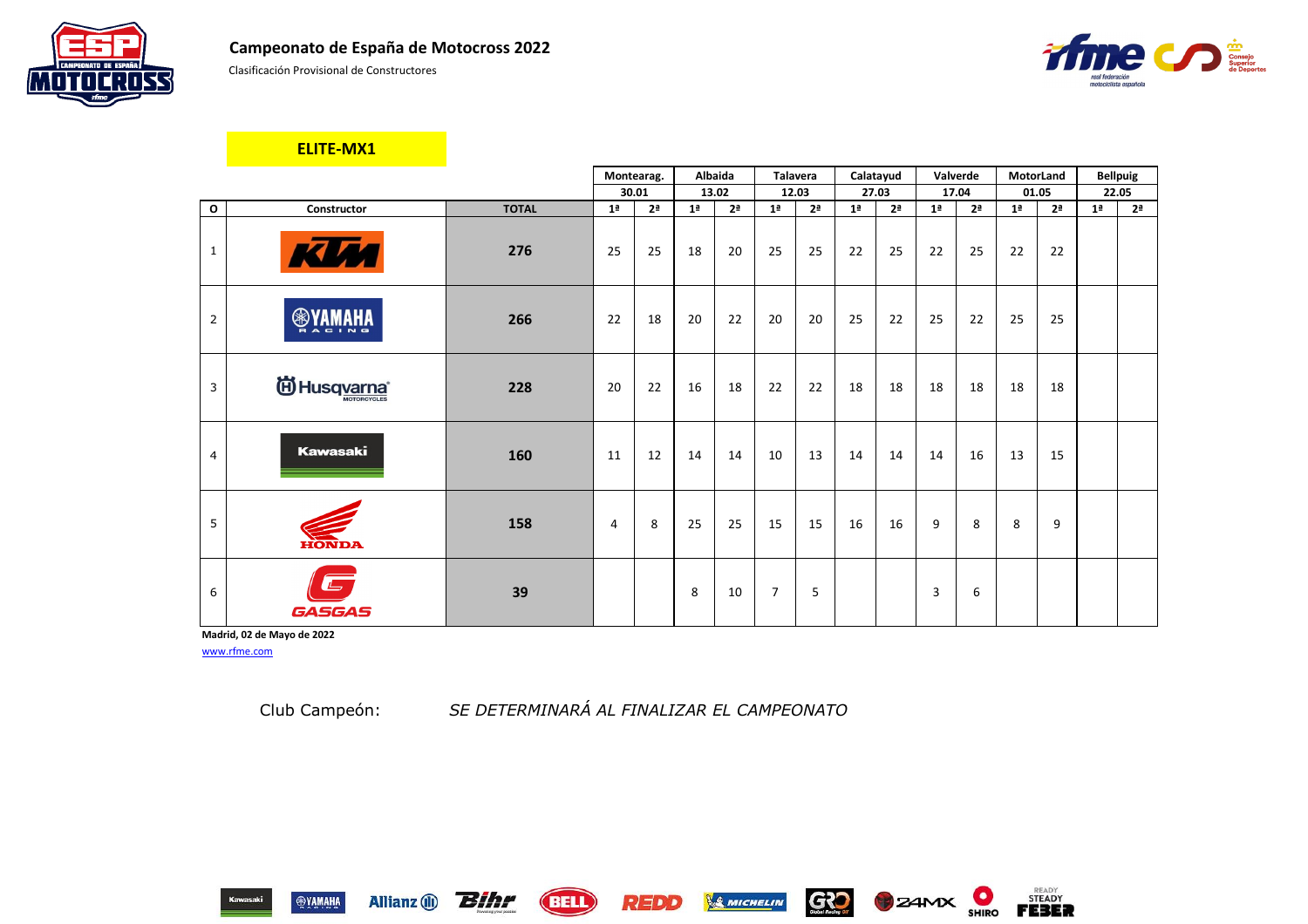## Campeonato de España de Motocross 2022

Clasificación Provisional de Constructores

### ELITE-MX1

| | | | Montearag. | | Albaida | | Talavera | | Calatayud | | Valverde | | MotorLand | | Bellpuig | |
|---|---|---|---|---|---|---|---|---|---|---|---|---|---|---|---|---|
| | | | 30.01 | | 13.02 | | 12.03 | | 27.03 | | 17.04 | | 01.05 | | 22.05 | |
| **O** | **Constructor** | **TOTAL** | **1ª** | **2ª** | **1ª** | **2ª** | **1ª** | **2ª** | **1ª** | **2ª** | **1ª** | **2ª** | **1ª** | **2ª** | **1ª** | **2ª** |
| 1 | KTM | **276** | 25 | 25 | 18 | 20 | 25 | 25 | 22 | 25 | 22 | 25 | 22 | 22 | | |
| 2 | YAMAHA | **266** | 22 | 18 | 20 | 22 | 20 | 20 | 25 | 22 | 25 | 22 | 25 | 25 | | |
| 3 | Husqvarna | **228** | 20 | 22 | 16 | 18 | 22 | 22 | 18 | 18 | 18 | 18 | 18 | 18 | | |
| 4 | Kawasaki | **160** | 11 | 12 | 14 | 14 | 10 | 13 | 14 | 14 | 14 | 16 | 13 | 15 | | |
| 5 | HONDA | **158** | 4 | 8 | 25 | 25 | 15 | 15 | 16 | 16 | 9 | 8 | 8 | 9 | | |
| 6 | GASGAS | **39** | | | 8 | 10 | 7 | 5 | | | 3 | 6 | | | | |

**Madrid, 02 de Mayo de 2022**

www.rfme.com

Club Campeón: *SE DETERMINARÁ AL FINALIZAR EL CAMPEONATO*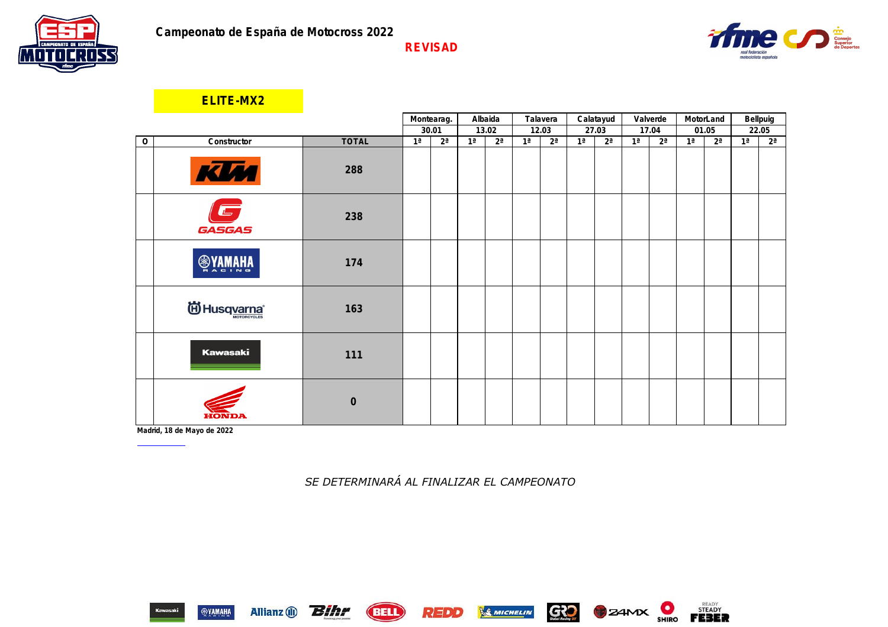# Campeonato de España de Motocross 2022

**REVISAD**

## ELITE-MX2

| O | Constructor | TOTAL | Montearag. 30.01 1ª | Montearag. 30.01 2ª | Albaida 13.02 1ª | Albaida 13.02 2ª | Talavera 12.03 1ª | Talavera 12.03 2ª | Calatayud 27.03 1ª | Calatayud 27.03 2ª | Valverde 17.04 1ª | Valverde 17.04 2ª | MotorLand 01.05 1ª | MotorLand 01.05 2ª | Bellpuig 22.05 1ª | Bellpuig 22.05 2ª |
|---|---|---|---|---|---|---|---|---|---|---|---|---|---|---|---|---|
| | KTM | 288 | | | | | | | | | | | | | | |
| | GASGAS | 238 | | | | | | | | | | | | | | |
| | YAMAHA | 174 | | | | | | | | | | | | | | |
| | Husqvarna | 163 | | | | | | | | | | | | | | |
| | Kawasaki | 111 | | | | | | | | | | | | | | |
| | HONDA | 0 | | | | | | | | | | | | | | |

Madrid, 18 de Mayo de 2022

*SE DETERMINARÁ AL FINALIZAR EL CAMPEONATO*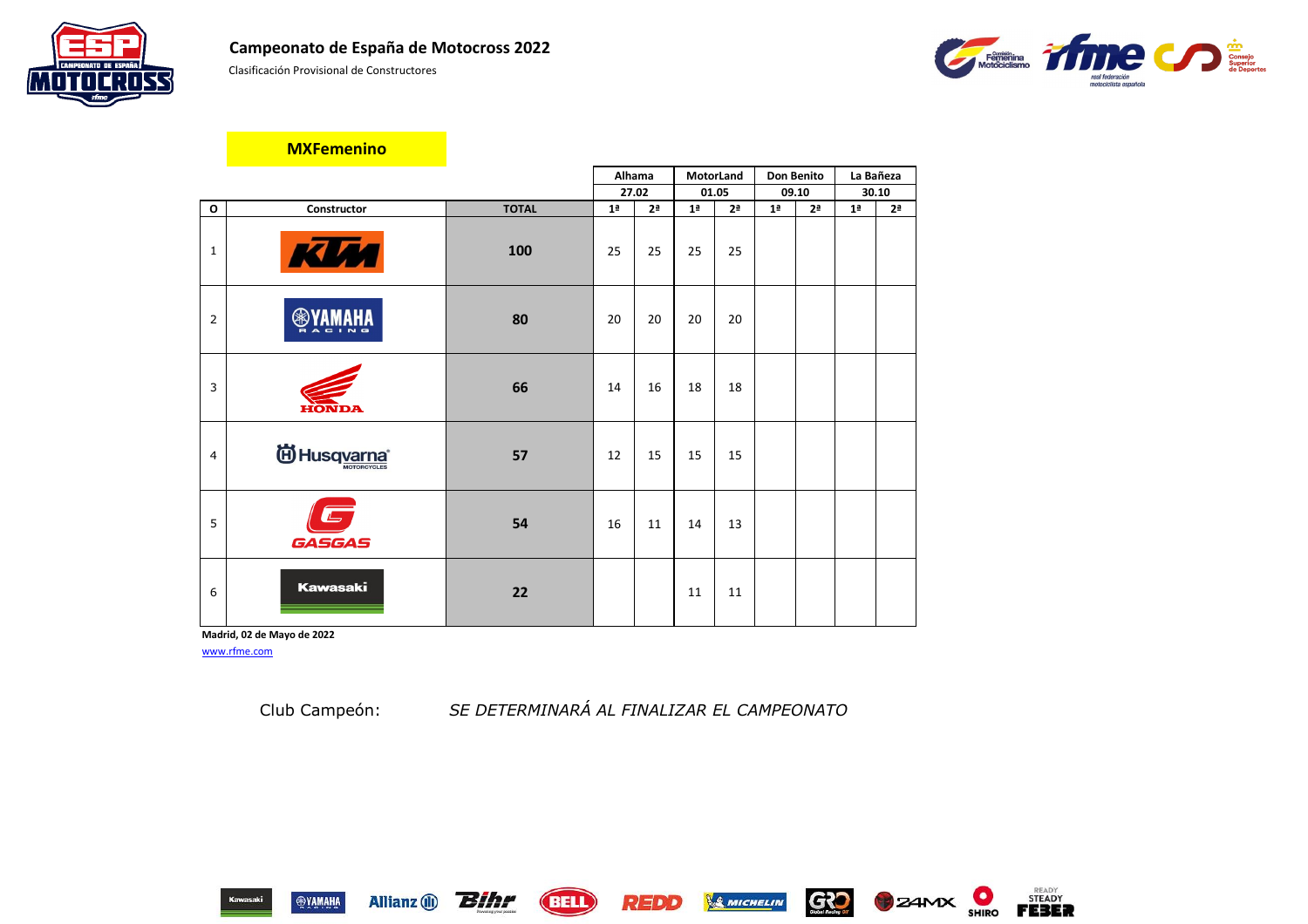## Campeonato de España de Motocross 2022

Clasificación Provisional de Constructores

### MXFemenino

| O | Constructor | TOTAL | Alhama 27.02 | | MotorLand 01.05 | | Don Benito 09.10 | | La Bañeza 30.10 | |
|---|---|---|---|---|---|---|---|---|---|---|
| | | | 1ª | 2ª | 1ª | 2ª | 1ª | 2ª | 1ª | 2ª |
| 1 | KTM | 100 | 25 | 25 | 25 | 25 | | | | |
| 2 | YAMAHA RACING | 80 | 20 | 20 | 20 | 20 | | | | |
| 3 | HONDA | 66 | 14 | 16 | 18 | 18 | | | | |
| 4 | Husqvarna MOTORCYCLES | 57 | 12 | 15 | 15 | 15 | | | | |
| 5 | GASGAS | 54 | 16 | 11 | 14 | 13 | | | | |
| 6 | Kawasaki | 22 | | | 11 | 11 | | | | |

**Madrid, 02 de Mayo de 2022**

www.rfme.com

Club Campeón: *SE DETERMINARÁ AL FINALIZAR EL CAMPEONATO*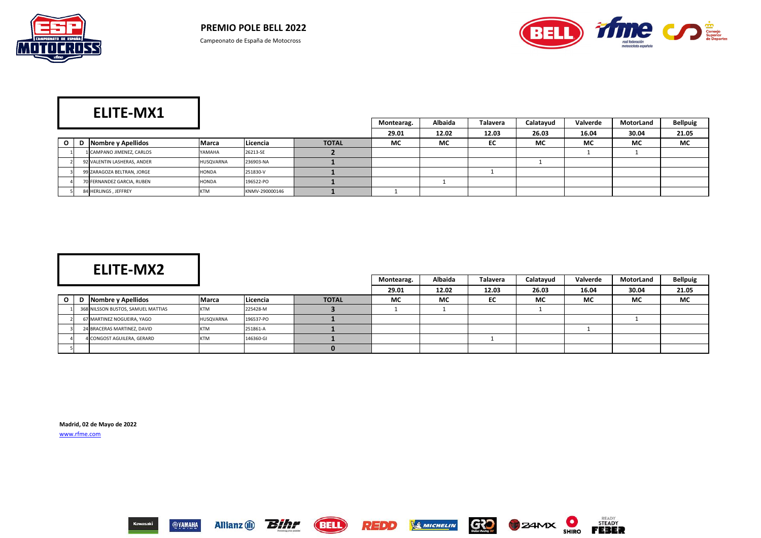# PREMIO POLE BELL 2022

Campeonato de España de Motocross

## ELITE-MX1

| O | D | Nombre y Apellidos | Marca | Licencia | TOTAL | Montearag. | Albaida | Talavera | Calatayud | Valverde | MotorLand | Bellpuig |
|---|---|---|---|---|---|---|---|---|---|---|---|---|
| | | | | | | 29.01 | 12.02 | 12.03 | 26.03 | 16.04 | 30.04 | 21.05 |
| | | | | | | MC | MC | EC | MC | MC | MC | MC |
| 1 | 1 | CAMPANO JIMENEZ, CARLOS | YAMAHA | 26213-SE | 2 | | | | | 1 | 1 | |
| 2 | 92 | VALENTIN LASHERAS, ANDER | HUSQVARNA | 236903-NA | 1 | | | | 1 | | | |
| 3 | 99 | ZARAGOZA BELTRAN, JORGE | HONDA | 251830-V | 1 | | | 1 | | | | |
| 4 | 70 | FERNANDEZ GARCIA, RUBEN | HONDA | 196522-PO | 1 | | 1 | | | | | |
| 5 | 84 | HERLINGS , JEFFREY | KTM | KNMV-290000146 | 1 | 1 | | | | | | |

## ELITE-MX2

| O | D | Nombre y Apellidos | Marca | Licencia | TOTAL | Montearag. | Albaida | Talavera | Calatayud | Valverde | MotorLand | Bellpuig |
|---|---|---|---|---|---|---|---|---|---|---|---|---|
| | | | | | | 29.01 | 12.02 | 12.03 | 26.03 | 16.04 | 30.04 | 21.05 |
| | | | | | | MC | MC | EC | MC | MC | MC | MC |
| 1 | 368 | NILSSON BUSTOS, SAMUEL MATTIAS | KTM | 225428-M | 3 | 1 | 1 | | 1 | | | |
| 2 | 67 | MARTINEZ NOGUEIRA, YAGO | HUSQVARNA | 196537-PO | 1 | | | | | | 1 | |
| 3 | 24 | BRACERAS MARTINEZ, DAVID | KTM | 251861-A | 1 | | | | | 1 | | |
| 4 | 4 | CONGOST AGUILERA, GERARD | KTM | 146360-GI | 1 | | | 1 | | | | |
| 5 | | | | | 0 | | | | | | | |

**Madrid, 02 de Mayo de 2022**

www.rfme.com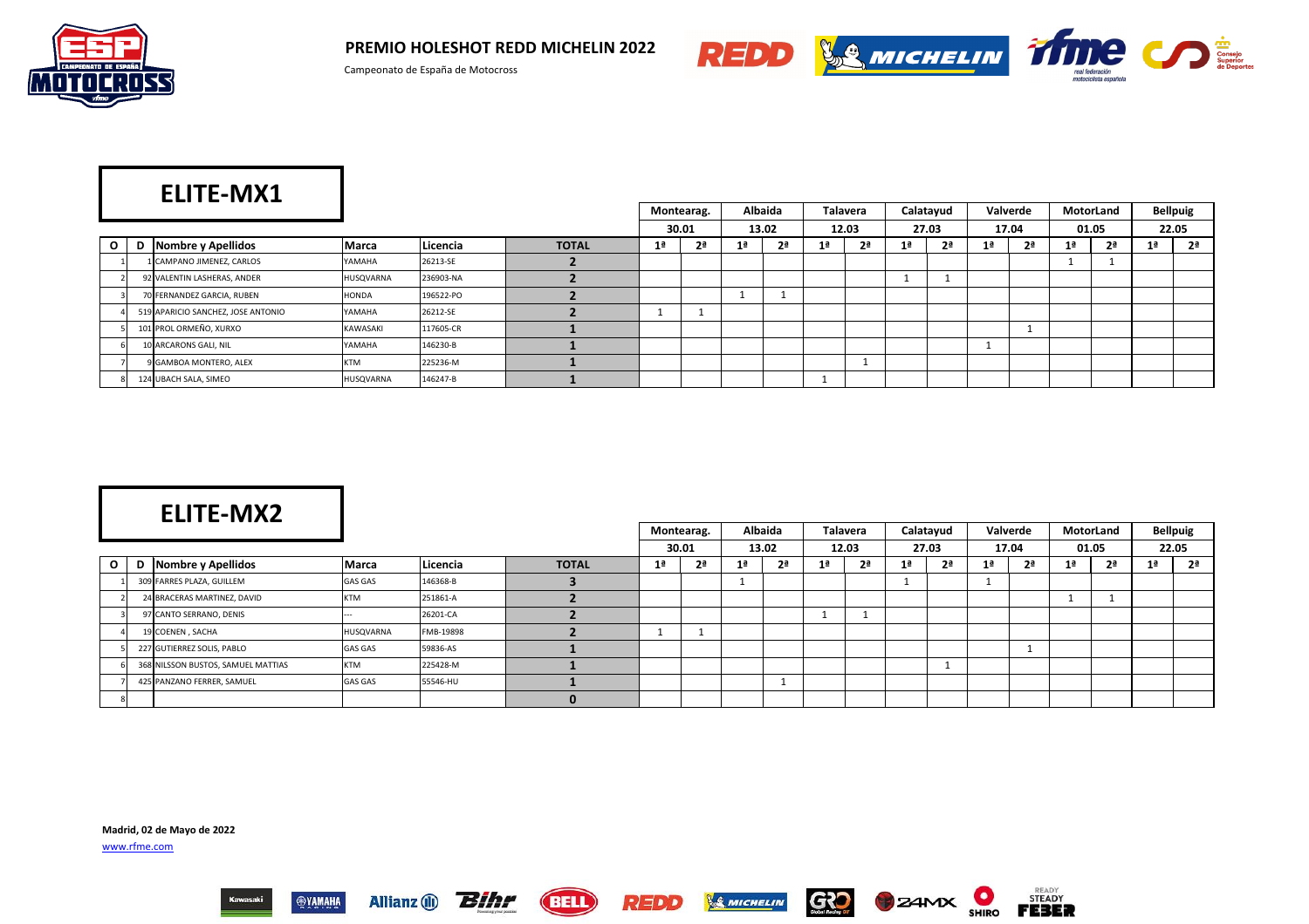# PREMIO HOLESHOT REDD MICHELIN 2022

Campeonato de España de Motocross

## ELITE-MX1

| O | D | Nombre y Apellidos | Marca | Licencia | TOTAL | Montearag. 30.01 1ª | Montearag. 30.01 2ª | Albaida 13.02 1ª | Albaida 13.02 2ª | Talavera 12.03 1ª | Talavera 12.03 2ª | Calatayud 27.03 1ª | Calatayud 27.03 2ª | Valverde 17.04 1ª | Valverde 17.04 2ª | MotorLand 01.05 1ª | MotorLand 01.05 2ª | Bellpuig 22.05 1ª | Bellpuig 22.05 2ª |
|---|---|---|---|---|---|---|---|---|---|---|---|---|---|---|---|---|---|---|---|
| 1 | 1 | CAMPANO JIMENEZ, CARLOS | YAMAHA | 26213-SE | 2 | | | | | | | | | | | 1 | 1 | | |
| 2 | 92 | VALENTIN LASHERAS, ANDER | HUSQVARNA | 236903-NA | 2 | | | | | | | 1 | 1 | | | | | | |
| 3 | 70 | FERNANDEZ GARCIA, RUBEN | HONDA | 196522-PO | 2 | | | 1 | 1 | | | | | | | | | | |
| 4 | 519 | APARICIO SANCHEZ, JOSE ANTONIO | YAMAHA | 26212-SE | 2 | 1 | 1 | | | | | | | | | | | | |
| 5 | 101 | PROL ORMEÑO, XURXO | KAWASAKI | 117605-CR | 1 | | | | | | | | | | 1 | | | | |
| 6 | 10 | ARCARONS GALI, NIL | YAMAHA | 146230-B | 1 | | | | | | | | | 1 | | | | | |
| 7 | 9 | GAMBOA MONTERO, ALEX | KTM | 225236-M | 1 | | | | | | 1 | | | | | | | | |
| 8 | 124 | UBACH SALA, SIMEO | HUSQVARNA | 146247-B | 1 | | | | | 1 | | | | | | | | | |

## ELITE-MX2

| O | D | Nombre y Apellidos | Marca | Licencia | TOTAL | Montearag. 30.01 1ª | Montearag. 30.01 2ª | Albaida 13.02 1ª | Albaida 13.02 2ª | Talavera 12.03 1ª | Talavera 12.03 2ª | Calatayud 27.03 1ª | Calatayud 27.03 2ª | Valverde 17.04 1ª | Valverde 17.04 2ª | MotorLand 01.05 1ª | MotorLand 01.05 2ª | Bellpuig 22.05 1ª | Bellpuig 22.05 2ª |
|---|---|---|---|---|---|---|---|---|---|---|---|---|---|---|---|---|---|---|---|
| 1 | 309 | FARRES PLAZA, GUILLEM | GAS GAS | 146368-B | 3 | | | 1 | | | | 1 | | 1 | | | | | |
| 2 | 24 | BRACERAS MARTINEZ, DAVID | KTM | 251861-A | 2 | | | | | | | | | | | 1 | 1 | | |
| 3 | 97 | CANTO SERRANO, DENIS | --- | 26201-CA | 2 | | | | | 1 | 1 | | | | | | | | |
| 4 | 19 | COENEN , SACHA | HUSQVARNA | FMB-19898 | 2 | 1 | 1 | | | | | | | | | | | | |
| 5 | 227 | GUTIERREZ SOLIS, PABLO | GAS GAS | 59836-AS | 1 | | | | | | | | | | 1 | | | | |
| 6 | 368 | NILSSON BUSTOS, SAMUEL MATTIAS | KTM | 225428-M | 1 | | | | | | | | 1 | | | | | | |
| 7 | 425 | PANZANO FERRER, SAMUEL | GAS GAS | 55546-HU | 1 | | | | 1 | | | | | | | | | | |
| 8 | | | | | 0 | | | | | | | | | | | | | | |

**Madrid, 02 de Mayo de 2022**

www.rfme.com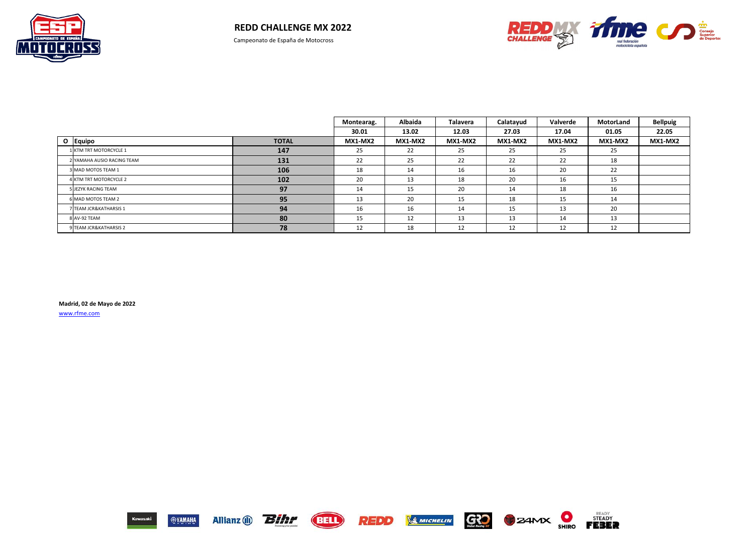# REDD CHALLENGE MX 2022

Campeonato de España de Motocross

| | | | Montearag. | Albaida | Talavera | Calatayud | Valverde | MotorLand | Bellpuig |
|---|---|---|---|---|---|---|---|---|---|
| | | | 30.01 | 13.02 | 12.03 | 27.03 | 17.04 | 01.05 | 22.05 |
| O | Equipo | TOTAL | MX1-MX2 | MX1-MX2 | MX1-MX2 | MX1-MX2 | MX1-MX2 | MX1-MX2 | MX1-MX2 |
| 1 | KTM TRT MOTORCYCLE 1 | 147 | 25 | 22 | 25 | 25 | 25 | 25 | |
| 2 | YAMAHA AUSIO RACING TEAM | 131 | 22 | 25 | 22 | 22 | 22 | 18 | |
| 3 | MAD MOTOS TEAM 1 | 106 | 18 | 14 | 16 | 16 | 20 | 22 | |
| 4 | KTM TRT MOTORCYCLE 2 | 102 | 20 | 13 | 18 | 20 | 16 | 15 | |
| 5 | JEZYK RACING TEAM | 97 | 14 | 15 | 20 | 14 | 18 | 16 | |
| 6 | MAD MOTOS TEAM 2 | 95 | 13 | 20 | 15 | 18 | 15 | 14 | |
| 7 | TEAM JCR&KATHARSIS 1 | 94 | 16 | 16 | 14 | 15 | 13 | 20 | |
| 8 | AV-92 TEAM | 80 | 15 | 12 | 13 | 13 | 14 | 13 | |
| 9 | TEAM JCR&KATHARSIS 2 | 78 | 12 | 18 | 12 | 12 | 12 | 12 | |

**Madrid, 02 de Mayo de 2022**

www.rfme.com